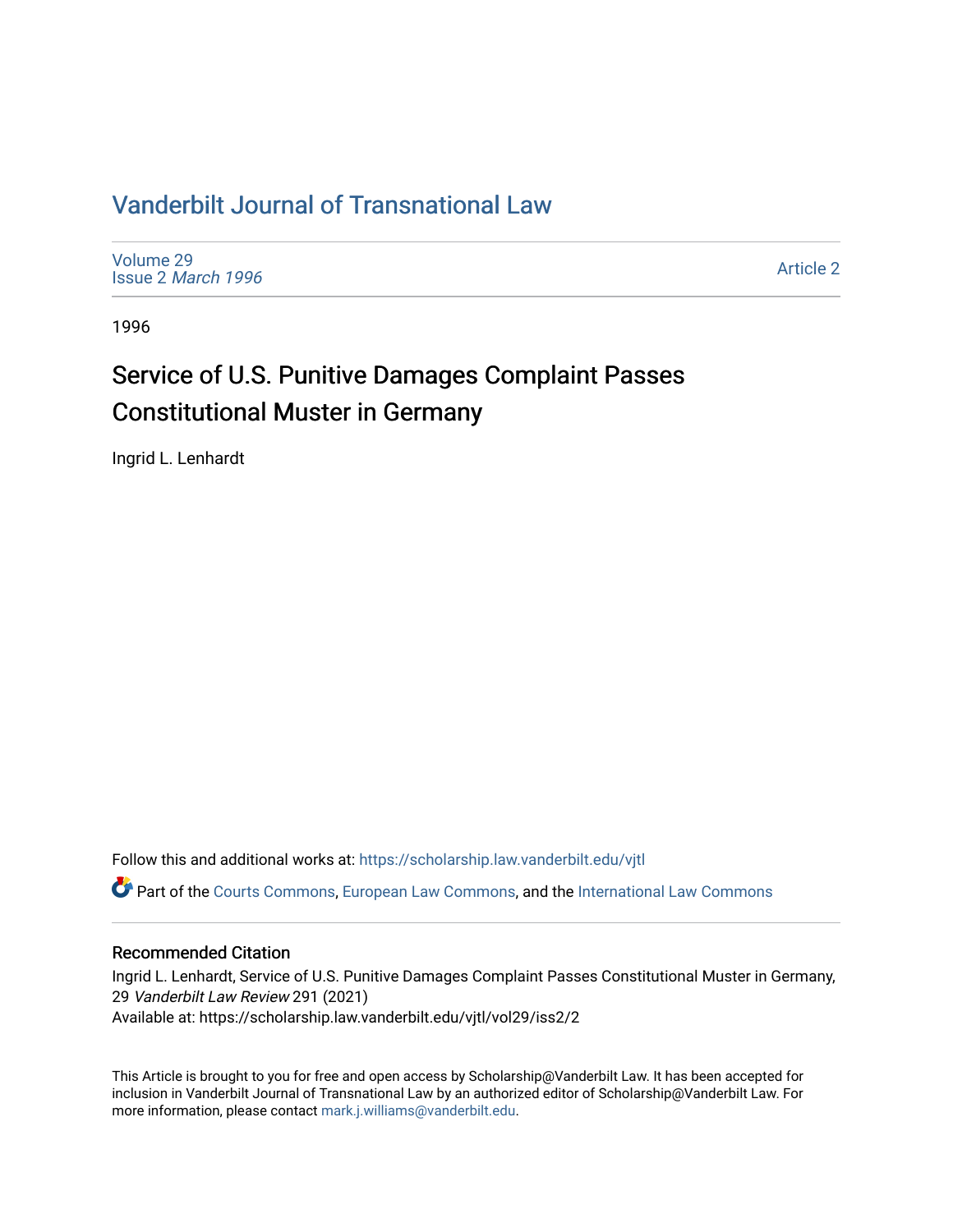# Vanderbilt Journal of Transnational Law

Volume 29
Issue 2 *March 1996*

Article 2

1996

## Service of U.S. Punitive Damages Complaint Passes Constitutional Muster in Germany

Ingrid L. Lenhardt

Follow this and additional works at: https://scholarship.law.vanderbilt.edu/vjtl

Part of the Courts Commons, European Law Commons, and the International Law Commons

### Recommended Citation

Ingrid L. Lenhardt, Service of U.S. Punitive Damages Complaint Passes Constitutional Muster in Germany, 29 *Vanderbilt Law Review* 291 (2021)
Available at: https://scholarship.law.vanderbilt.edu/vjtl/vol29/iss2/2

This Article is brought to you for free and open access by Scholarship@Vanderbilt Law. It has been accepted for inclusion in Vanderbilt Journal of Transnational Law by an authorized editor of Scholarship@Vanderbilt Law. For more information, please contact mark.j.williams@vanderbilt.edu.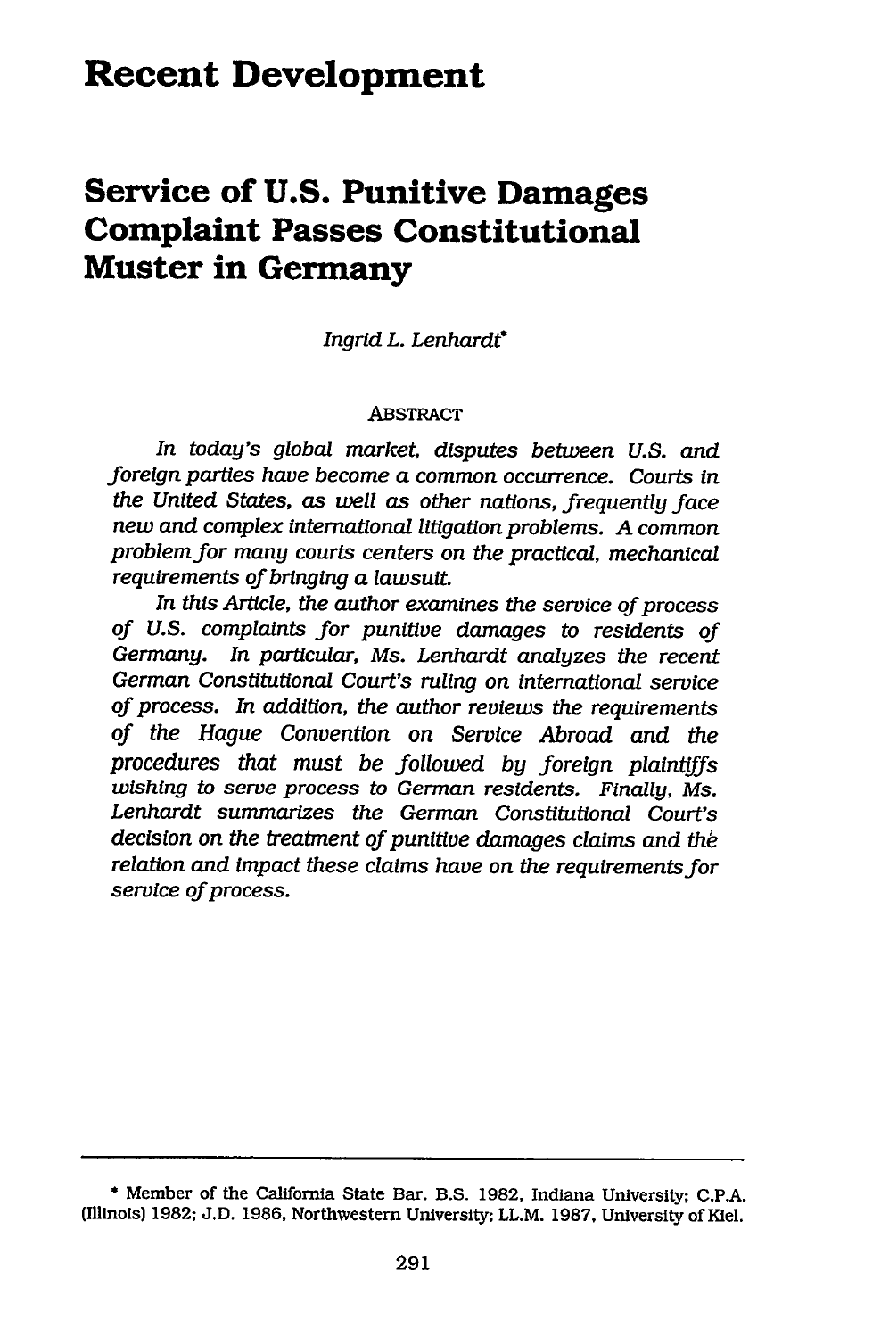# Recent Development

## Service of U.S. Punitive Damages Complaint Passes Constitutional Muster in Germany

*Ingrid L. Lenhardt**

### ABSTRACT

*In today's global market, disputes between U.S. and foreign parties have become a common occurrence. Courts in the United States, as well as other nations, frequently face new and complex international litigation problems. A common problem for many courts centers on the practical, mechanical requirements of bringing a lawsuit.*

*In this Article, the author examines the service of process of U.S. complaints for punitive damages to residents of Germany. In particular, Ms. Lenhardt analyzes the recent German Constitutional Court's ruling on international service of process. In addition, the author reviews the requirements of the Hague Convention on Service Abroad and the procedures that must be followed by foreign plaintiffs wishing to serve process to German residents. Finally, Ms. Lenhardt summarizes the German Constitutional Court's decision on the treatment of punitive damages claims and the relation and impact these claims have on the requirements for service of process.*

---

* Member of the California State Bar. B.S. 1982, Indiana University; C.P.A. (Illinois) 1982; J.D. 1986, Northwestern University; LL.M. 1987, University of Kiel.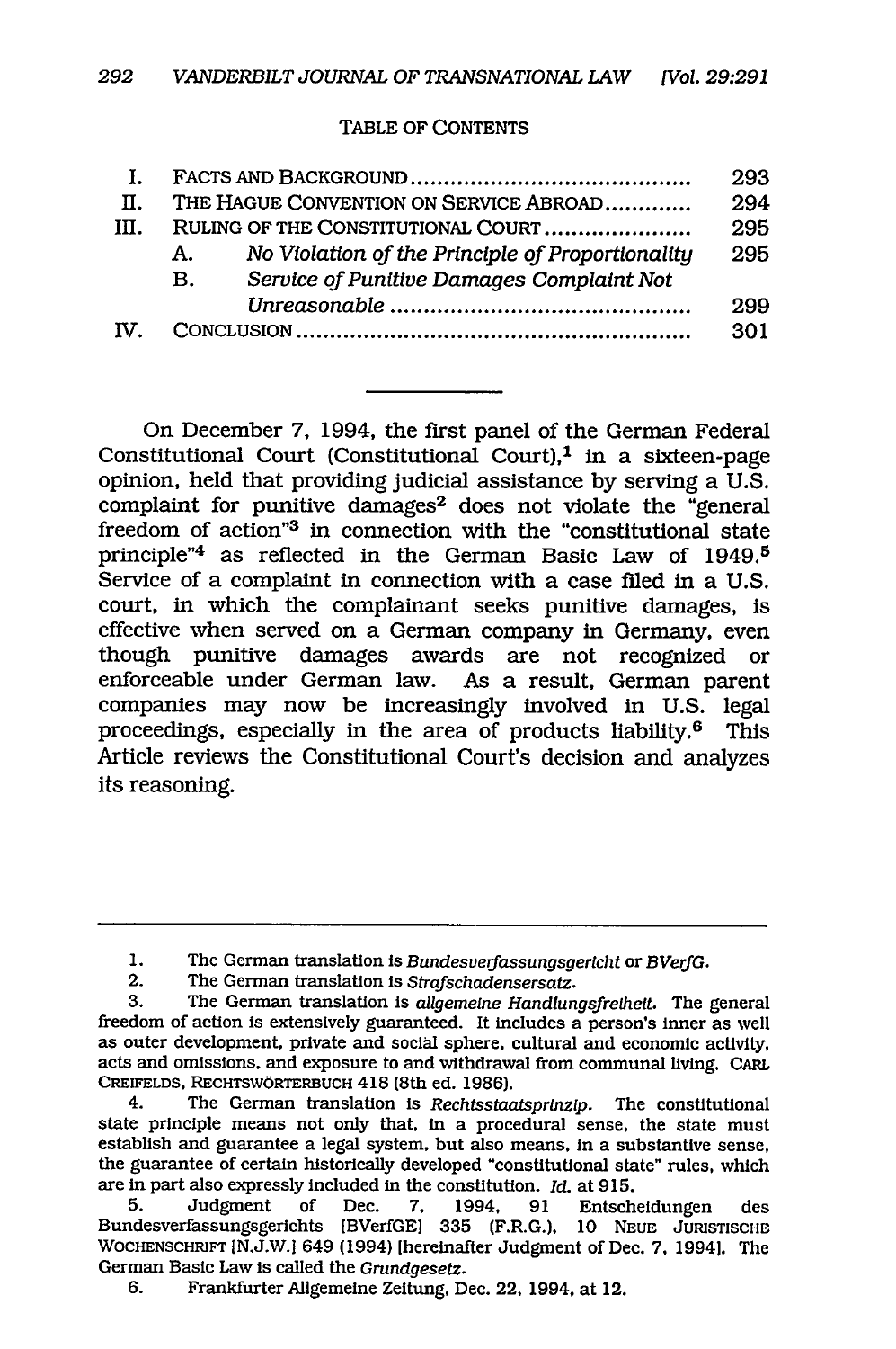TABLE OF CONTENTS

| | | |
|---|---|---|
| I. | FACTS AND BACKGROUND | 293 |
| II. | THE HAGUE CONVENTION ON SERVICE ABROAD | 294 |
| III. | RULING OF THE CONSTITUTIONAL COURT | 295 |
| | A. *No Violation of the Principle of Proportionality* | 295 |
| | B. *Service of Punitive Damages Complaint Not Unreasonable* | 299 |
| IV. | CONCLUSION | 301 |

---

On December 7, 1994, the first panel of the German Federal Constitutional Court (Constitutional Court),[1] in a sixteen-page opinion, held that providing judicial assistance by serving a U.S. complaint for punitive damages[2] does not violate the "general freedom of action"[3] in connection with the "constitutional state principle"[4] as reflected in the German Basic Law of 1949.[5] Service of a complaint in connection with a case filed in a U.S. court, in which the complainant seeks punitive damages, is effective when served on a German company in Germany, even though punitive damages awards are not recognized or enforceable under German law. As a result, German parent companies may now be increasingly involved in U.S. legal proceedings, especially in the area of products liability.[6] This Article reviews the Constitutional Court's decision and analyzes its reasoning.

---

1. The German translation is *Bundesverfassungsgericht* or *BVerfG*.

2. The German translation is *Strafschadensersatz*.

3. The German translation is *allgemeine Handlungsfreiheit*. The general freedom of action is extensively guaranteed. It includes a person's inner as well as outer development, private and social sphere, cultural and economic activity, acts and omissions, and exposure to and withdrawal from communal living. CARL CREIFELDS, RECHTSWÖRTERBUCH 418 (8th ed. 1986).

4. The German translation is *Rechtsstaatsprinzip*. The constitutional state principle means not only that, in a procedural sense, the state must establish and guarantee a legal system, but also means, in a substantive sense, the guarantee of certain historically developed "constitutional state" rules, which are in part also expressly included in the constitution. *Id.* at 915.

5. Judgment of Dec. 7, 1994, 91 Entscheidungen des Bundesverfassungsgerichts [BVerfGE] 335 (F.R.G.), 10 NEUE JURISTISCHE WOCHENSCHRIFT [N.J.W.] 649 (1994) [hereinafter Judgment of Dec. 7, 1994]. The German Basic Law is called the *Grundgesetz*.

6. Frankfurter Allgemeine Zeitung, Dec. 22, 1994, at 12.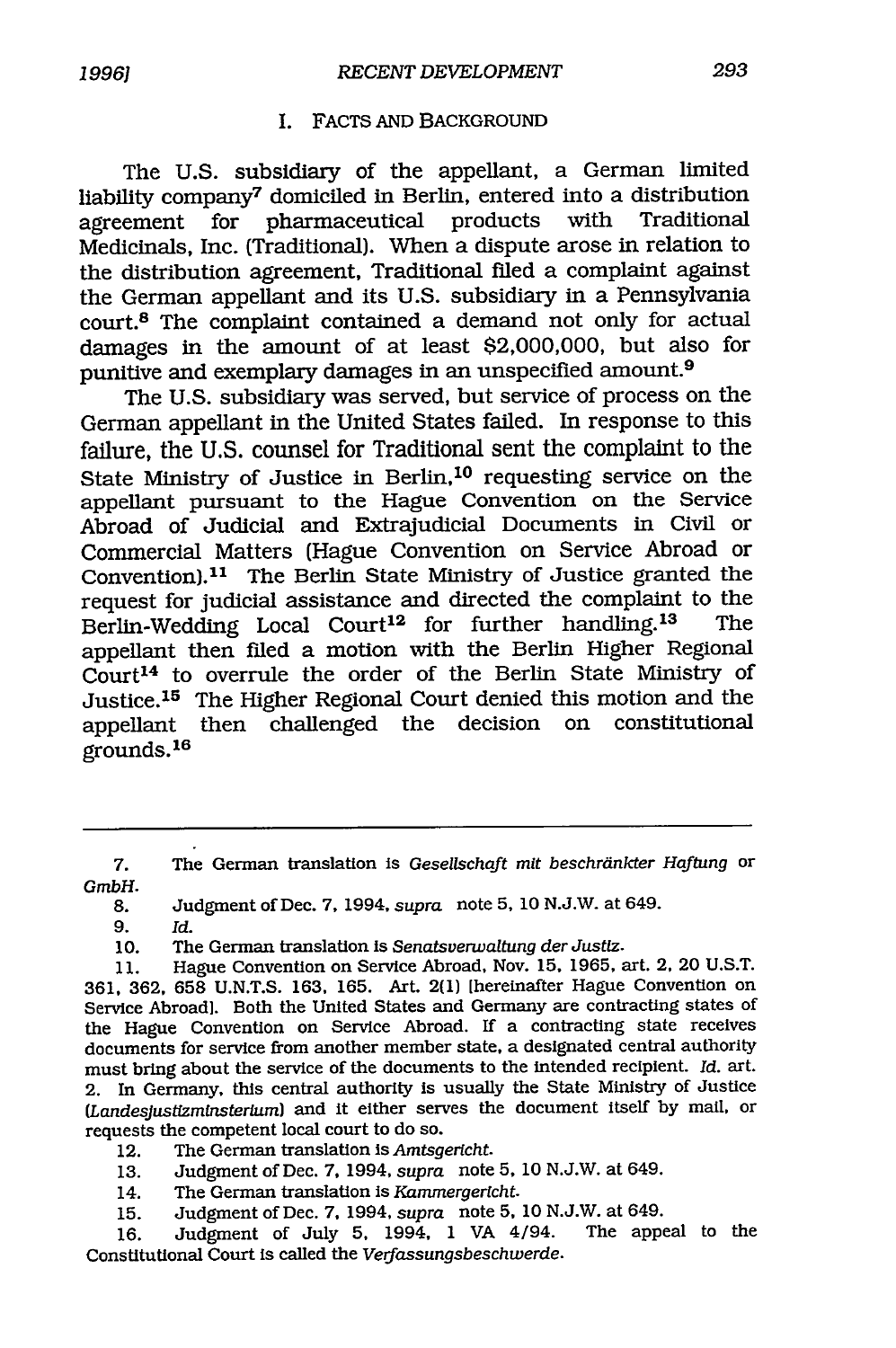## I. FACTS AND BACKGROUND

The U.S. subsidiary of the appellant, a German limited liability company[7] domiciled in Berlin, entered into a distribution agreement for pharmaceutical products with Traditional Medicinals, Inc. (Traditional). When a dispute arose in relation to the distribution agreement, Traditional filed a complaint against the German appellant and its U.S. subsidiary in a Pennsylvania court.[8] The complaint contained a demand not only for actual damages in the amount of at least $2,000,000, but also for punitive and exemplary damages in an unspecified amount.[9]

The U.S. subsidiary was served, but service of process on the German appellant in the United States failed. In response to this failure, the U.S. counsel for Traditional sent the complaint to the State Ministry of Justice in Berlin,[10] requesting service on the appellant pursuant to the Hague Convention on the Service Abroad of Judicial and Extrajudicial Documents in Civil or Commercial Matters (Hague Convention on Service Abroad or Convention).[11] The Berlin State Ministry of Justice granted the request for judicial assistance and directed the complaint to the Berlin-Wedding Local Court[12] for further handling.[13] The appellant then filed a motion with the Berlin Higher Regional Court[14] to overrule the order of the Berlin State Ministry of Justice.[15] The Higher Regional Court denied this motion and the appellant then challenged the decision on constitutional grounds.[16]

---

7. The German translation is *Gesellschaft mit beschränkter Haftung* or *GmbH*.

8. Judgment of Dec. 7, 1994, *supra* note 5, 10 N.J.W. at 649.

9. *Id.*

10. The German translation is *Senatsverwaltung der Justiz*.

11. Hague Convention on Service Abroad, Nov. 15, 1965, art. 2, 20 U.S.T. 361, 362, 658 U.N.T.S. 163, 165. Art. 2(1) [hereinafter Hague Convention on Service Abroad]. Both the United States and Germany are contracting states of the Hague Convention on Service Abroad. If a contracting state receives documents for service from another member state, a designated central authority must bring about the service of the documents to the intended recipient. *Id.* art. 2. In Germany, this central authority is usually the State Ministry of Justice (*Landesjustizministerium*) and it either serves the document itself by mail, or requests the competent local court to do so.

12. The German translation is *Amtsgericht*.

13. Judgment of Dec. 7, 1994, *supra* note 5, 10 N.J.W. at 649.

14. The German translation is *Kammergericht*.

15. Judgment of Dec. 7, 1994, *supra* note 5, 10 N.J.W. at 649.

16. Judgment of July 5, 1994, 1 VA 4/94. The appeal to the Constitutional Court is called the *Verfassungsbeschwerde*.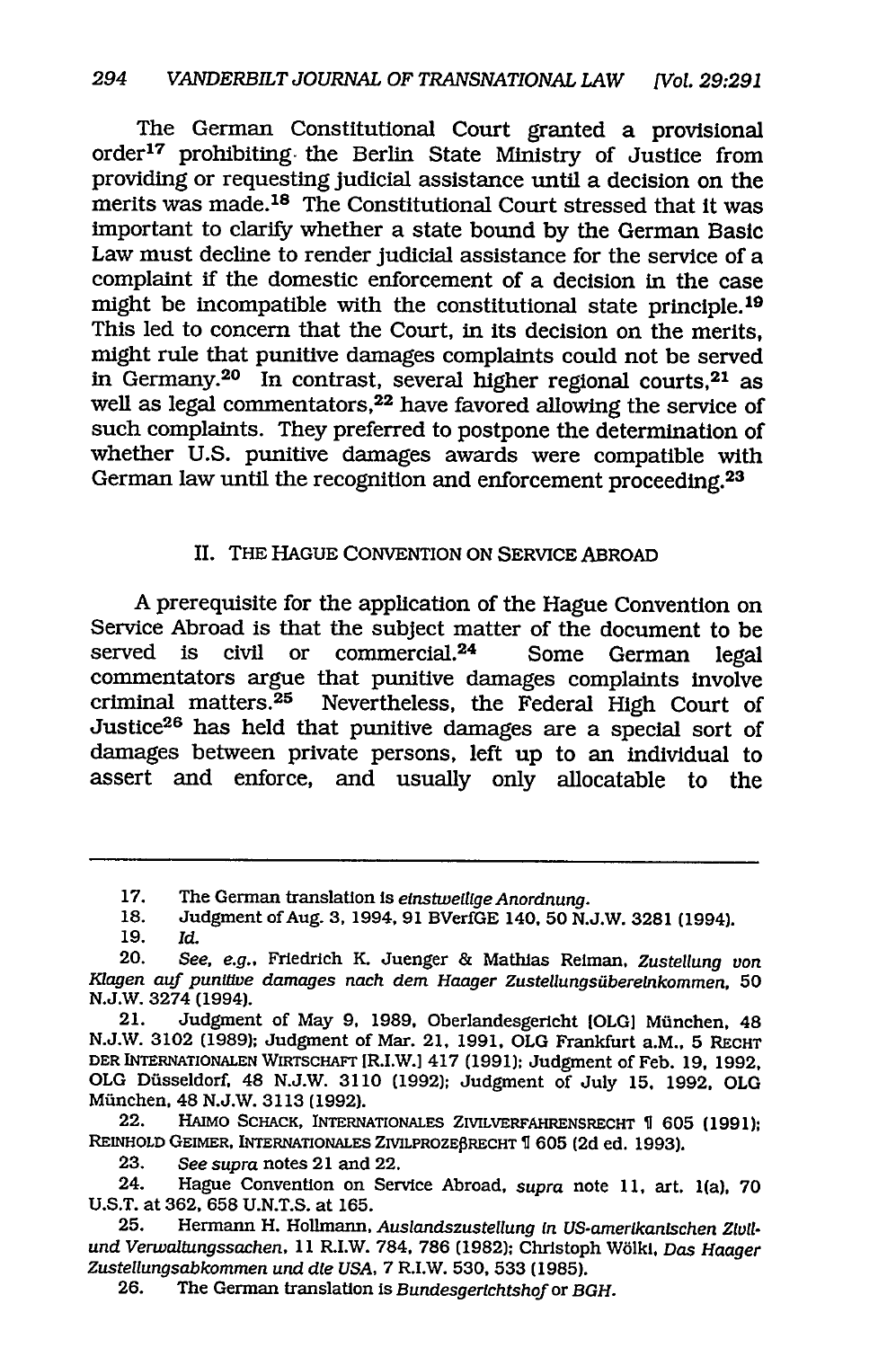The German Constitutional Court granted a provisional order[17] prohibiting the Berlin State Ministry of Justice from providing or requesting judicial assistance until a decision on the merits was made.[18] The Constitutional Court stressed that it was important to clarify whether a state bound by the German Basic Law must decline to render judicial assistance for the service of a complaint if the domestic enforcement of a decision in the case might be incompatible with the constitutional state principle.[19] This led to concern that the Court, in its decision on the merits, might rule that punitive damages complaints could not be served in Germany.[20] In contrast, several higher regional courts,[21] as well as legal commentators,[22] have favored allowing the service of such complaints. They preferred to postpone the determination of whether U.S. punitive damages awards were compatible with German law until the recognition and enforcement proceeding.[23]

## II. THE HAGUE CONVENTION ON SERVICE ABROAD

A prerequisite for the application of the Hague Convention on Service Abroad is that the subject matter of the document to be served is civil or commercial.[24] Some German legal commentators argue that punitive damages complaints involve criminal matters.[25] Nevertheless, the Federal High Court of Justice[26] has held that punitive damages are a special sort of damages between private persons, left up to an individual to assert and enforce, and usually only allocatable to the

---

17. The German translation is *einstweilige Anordnung*.
18. Judgment of Aug. 3, 1994, 91 BVerfGE 140, 50 N.J.W. 3281 (1994).
19. *Id.*
20. *See, e.g.*, Friedrich K. Juenger & Mathias Reiman, *Zustellung von Klagen auf punitive damages nach dem Haager Zustellungsübereinkommen*, 50 N.J.W. 3274 (1994).
21. Judgment of May 9, 1989, Oberlandesgericht [OLG] München, 48 N.J.W. 3102 (1989); Judgment of Mar. 21, 1991, OLG Frankfurt a.M., 5 RECHT DER INTERNATIONALEN WIRTSCHAFT [R.I.W.] 417 (1991); Judgment of Feb. 19, 1992, OLG Düsseldorf, 48 N.J.W. 3110 (1992); Judgment of July 15, 1992, OLG München, 48 N.J.W. 3113 (1992).
22. HAIMO SCHACK, INTERNATIONALES ZIVILVERFAHRENSRECHT ¶ 605 (1991); REINHOLD GEIMER, INTERNATIONALES ZIVILPROZEßRECHT ¶ 605 (2d ed. 1993).
23. *See supra* notes 21 and 22.
24. Hague Convention on Service Abroad, *supra* note 11, art. 1(a), 70 U.S.T. at 362, 658 U.N.T.S. at 165.
25. Hermann H. Hollmann, *Auslandszustellung in US-amerikanischen Zivil- und Verwaltungssachen*, 11 R.I.W. 784, 786 (1982); Christoph Wölki, *Das Haager Zustellungsabkommen und die USA*, 7 R.I.W. 530, 533 (1985).
26. The German translation is *Bundesgerichtshof* or *BGH*.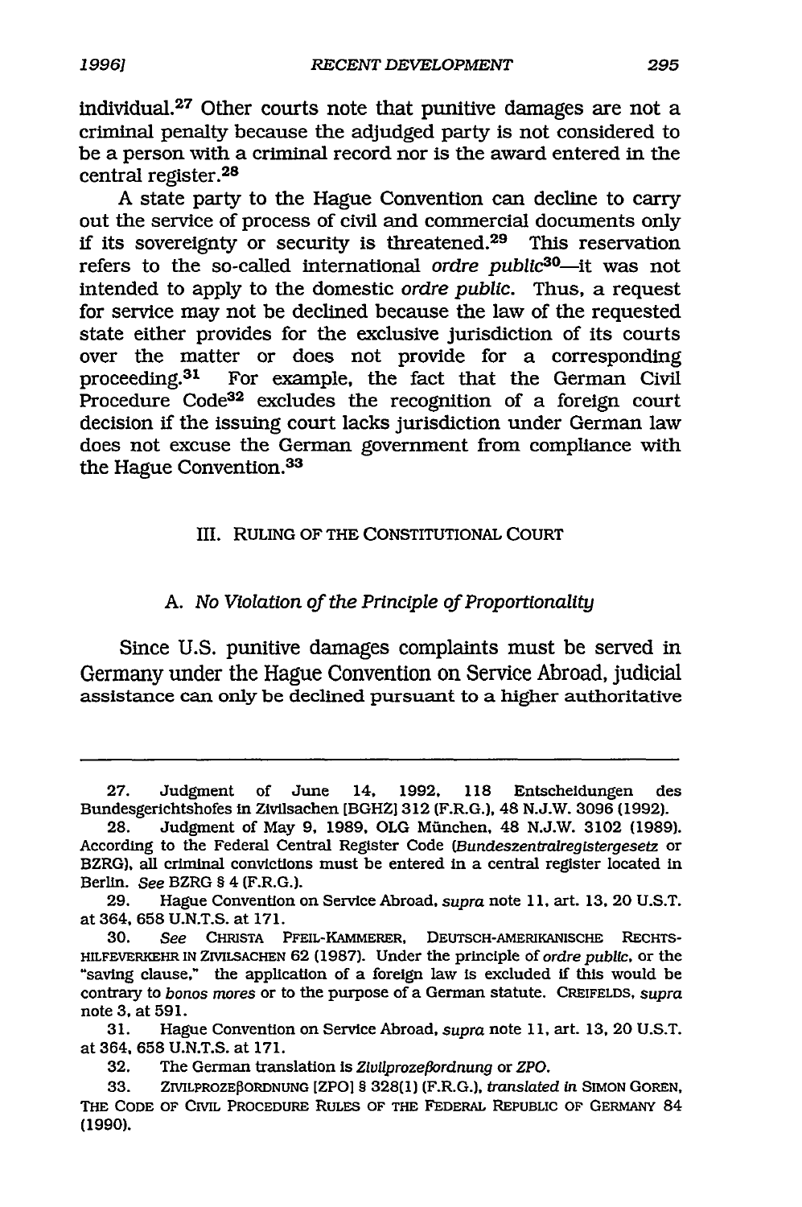individual.[27] Other courts note that punitive damages are not a criminal penalty because the adjudged party is not considered to be a person with a criminal record nor is the award entered in the central register.[28]

A state party to the Hague Convention can decline to carry out the service of process of civil and commercial documents only if its sovereignty or security is threatened.[29] This reservation refers to the so-called international *ordre public*[30]—it was not intended to apply to the domestic *ordre public*. Thus, a request for service may not be declined because the law of the requested state either provides for the exclusive jurisdiction of its courts over the matter or does not provide for a corresponding proceeding.[31] For example, the fact that the German Civil Procedure Code[32] excludes the recognition of a foreign court decision if the issuing court lacks jurisdiction under German law does not excuse the German government from compliance with the Hague Convention.[33]

## III. RULING OF THE CONSTITUTIONAL COURT

### A. *No Violation of the Principle of Proportionality*

Since U.S. punitive damages complaints must be served in Germany under the Hague Convention on Service Abroad, judicial assistance can only be declined pursuant to a higher authoritative

---

27. Judgment of June 14, 1992, 118 Entscheidungen des Bundesgerichtshofes in Zivilsachen [BGHZ] 312 (F.R.G.), 48 N.J.W. 3096 (1992).

28. Judgment of May 9, 1989, OLG München, 48 N.J.W. 3102 (1989). According to the Federal Central Register Code (*Bundeszentralregistergesetz* or BZRG), all criminal convictions must be entered in a central register located in Berlin. *See* BZRG § 4 (F.R.G.).

29. Hague Convention on Service Abroad, *supra* note 11, art. 13, 20 U.S.T. at 364, 658 U.N.T.S. at 171.

30. *See* CHRISTA PFEIL-KAMMERER, DEUTSCH-AMERIKANISCHE RECHTSHILFEVERKEHR IN ZIVILSACHEN 62 (1987). Under the principle of *ordre public*, or the "saving clause," the application of a foreign law is excluded if this would be contrary to *bonos mores* or to the purpose of a German statute. CREIFELDS, *supra* note 3, at 591.

31. Hague Convention on Service Abroad, *supra* note 11, art. 13, 20 U.S.T. at 364, 658 U.N.T.S. at 171.

32. The German translation is *Zivilprozeßordnung* or *ZPO*.

33. ZIVILPROZEßORDNUNG [ZPO] § 328(1) (F.R.G.), *translated in* SIMON GOREN, THE CODE OF CIVIL PROCEDURE RULES OF THE FEDERAL REPUBLIC OF GERMANY 84 (1990).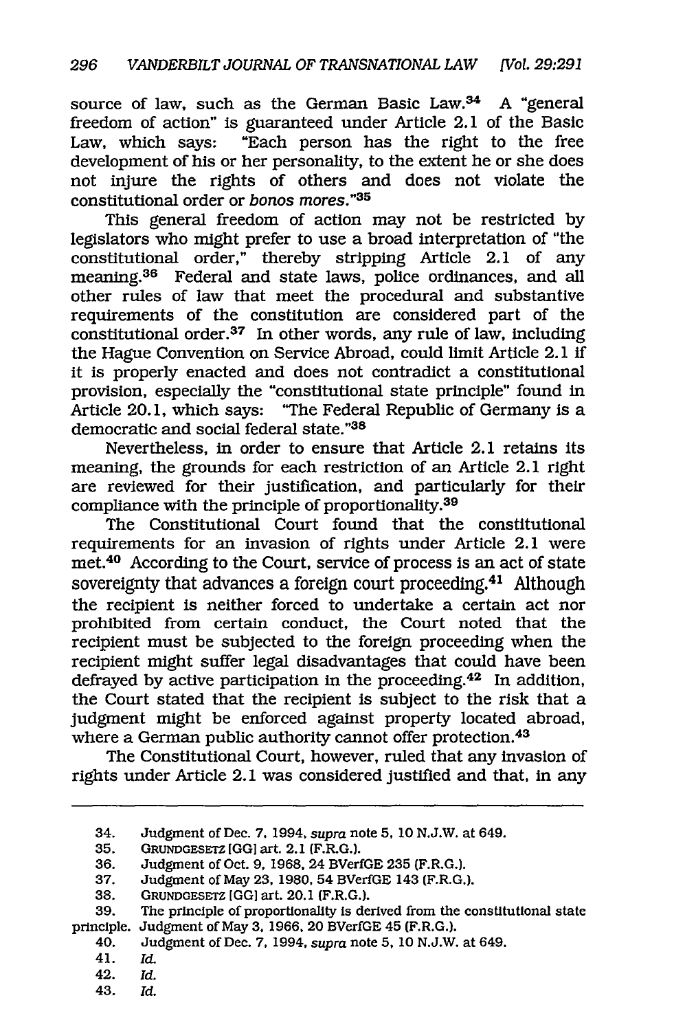source of law, such as the German Basic Law.[34] A "general freedom of action" is guaranteed under Article 2.1 of the Basic Law, which says: "Each person has the right to the free development of his or her personality, to the extent he or she does not injure the rights of others and does not violate the constitutional order or *bonos mores*."[35]

This general freedom of action may not be restricted by legislators who might prefer to use a broad interpretation of "the constitutional order," thereby stripping Article 2.1 of any meaning.[36] Federal and state laws, police ordinances, and all other rules of law that meet the procedural and substantive requirements of the constitution are considered part of the constitutional order.[37] In other words, any rule of law, including the Hague Convention on Service Abroad, could limit Article 2.1 if it is properly enacted and does not contradict a constitutional provision, especially the "constitutional state principle" found in Article 20.1, which says: "The Federal Republic of Germany is a democratic and social federal state."[38]

Nevertheless, in order to ensure that Article 2.1 retains its meaning, the grounds for each restriction of an Article 2.1 right are reviewed for their justification, and particularly for their compliance with the principle of proportionality.[39]

The Constitutional Court found that the constitutional requirements for an invasion of rights under Article 2.1 were met.[40] According to the Court, service of process is an act of state sovereignty that advances a foreign court proceeding.[41] Although the recipient is neither forced to undertake a certain act nor prohibited from certain conduct, the Court noted that the recipient must be subjected to the foreign proceeding when the recipient might suffer legal disadvantages that could have been defrayed by active participation in the proceeding.[42] In addition, the Court stated that the recipient is subject to the risk that a judgment might be enforced against property located abroad, where a German public authority cannot offer protection.[43]

The Constitutional Court, however, ruled that any invasion of rights under Article 2.1 was considered justified and that, in any

---

34. Judgment of Dec. 7, 1994, *supra* note 5, 10 N.J.W. at 649.

35. GRUNDGESETZ [GG] art. 2.1 (F.R.G.).

36. Judgment of Oct. 9, 1968, 24 BVerfGE 235 (F.R.G.).

37. Judgment of May 23, 1980, 54 BVerfGE 143 (F.R.G.).

38. GRUNDGESETZ [GG] art. 20.1 (F.R.G.).

39. The principle of proportionality is derived from the constitutional state principle. Judgment of May 3, 1966, 20 BVerfGE 45 (F.R.G.).

40. Judgment of Dec. 7, 1994, *supra* note 5, 10 N.J.W. at 649.

41. *Id.*

42. *Id.*

43. *Id.*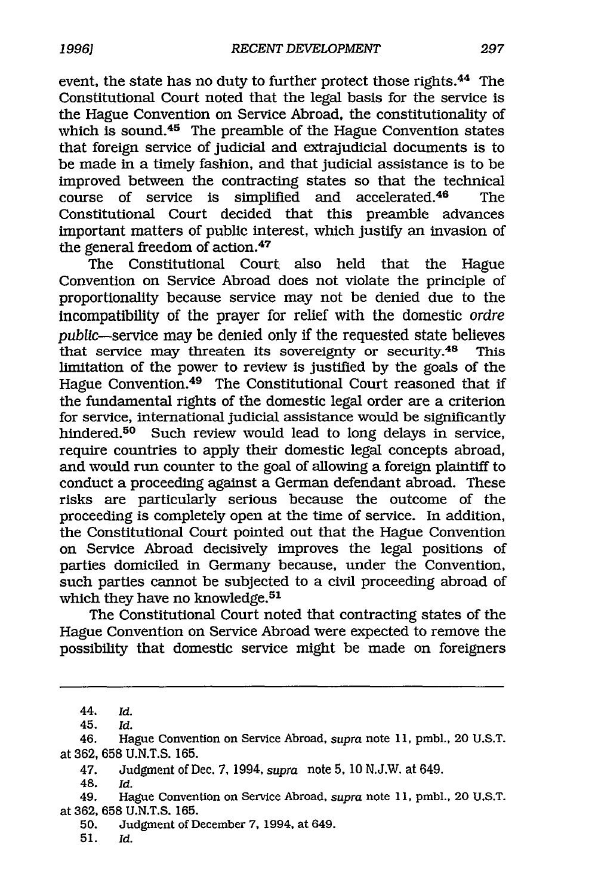event, the state has no duty to further protect those rights.[44] The Constitutional Court noted that the legal basis for the service is the Hague Convention on Service Abroad, the constitutionality of which is sound.[45] The preamble of the Hague Convention states that foreign service of judicial and extrajudicial documents is to be made in a timely fashion, and that judicial assistance is to be improved between the contracting states so that the technical course of service is simplified and accelerated.[46] The Constitutional Court decided that this preamble advances important matters of public interest, which justify an invasion of the general freedom of action.[47]

The Constitutional Court also held that the Hague Convention on Service Abroad does not violate the principle of proportionality because service may not be denied due to the incompatibility of the prayer for relief with the domestic *ordre public*—service may be denied only if the requested state believes that service may threaten its sovereignty or security.[48] This limitation of the power to review is justified by the goals of the Hague Convention.[49] The Constitutional Court reasoned that if the fundamental rights of the domestic legal order are a criterion for service, international judicial assistance would be significantly hindered.[50] Such review would lead to long delays in service, require countries to apply their domestic legal concepts abroad, and would run counter to the goal of allowing a foreign plaintiff to conduct a proceeding against a German defendant abroad. These risks are particularly serious because the outcome of the proceeding is completely open at the time of service. In addition, the Constitutional Court pointed out that the Hague Convention on Service Abroad decisively improves the legal positions of parties domiciled in Germany because, under the Convention, such parties cannot be subjected to a civil proceeding abroad of which they have no knowledge.[51]

The Constitutional Court noted that contracting states of the Hague Convention on Service Abroad were expected to remove the possibility that domestic service might be made on foreigners

---

44. *Id.*

45. *Id.*

46. Hague Convention on Service Abroad, *supra* note 11, pmbl., 20 U.S.T. at 362, 658 U.N.T.S. 165.

47. Judgment of Dec. 7, 1994, *supra* note 5, 10 N.J.W. at 649.

48. *Id.*

49. Hague Convention on Service Abroad, *supra* note 11, pmbl., 20 U.S.T. at 362, 658 U.N.T.S. 165.

50. Judgment of December 7, 1994, at 649.

51. *Id.*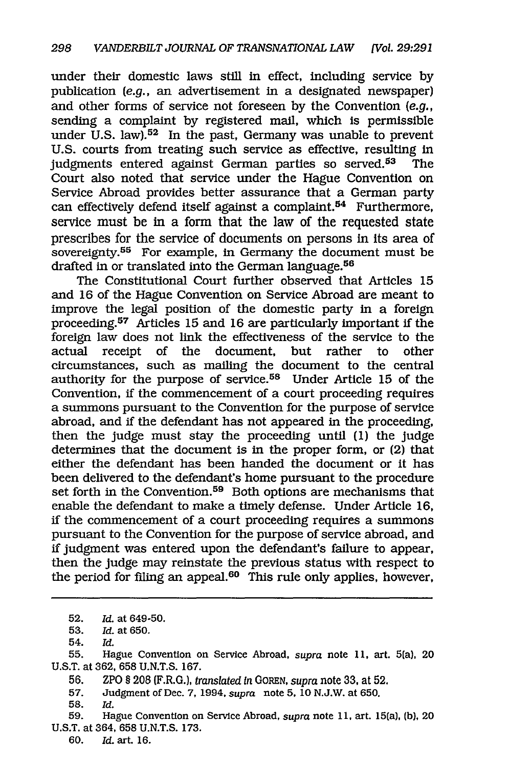under their domestic laws still in effect, including service by publication (*e.g.*, an advertisement in a designated newspaper) and other forms of service not foreseen by the Convention (*e.g.*, sending a complaint by registered mail, which is permissible under U.S. law).[52] In the past, Germany was unable to prevent U.S. courts from treating such service as effective, resulting in judgments entered against German parties so served.[53] The Court also noted that service under the Hague Convention on Service Abroad provides better assurance that a German party can effectively defend itself against a complaint.[54] Furthermore, service must be in a form that the law of the requested state prescribes for the service of documents on persons in its area of sovereignty.[55] For example, in Germany the document must be drafted in or translated into the German language.[56]

The Constitutional Court further observed that Articles 15 and 16 of the Hague Convention on Service Abroad are meant to improve the legal position of the domestic party in a foreign proceeding.[57] Articles 15 and 16 are particularly important if the foreign law does not link the effectiveness of the service to the actual receipt of the document, but rather to other circumstances, such as mailing the document to the central authority for the purpose of service.[58] Under Article 15 of the Convention, if the commencement of a court proceeding requires a summons pursuant to the Convention for the purpose of service abroad, and if the defendant has not appeared in the proceeding, then the judge must stay the proceeding until (1) the judge determines that the document is in the proper form, or (2) that either the defendant has been handed the document or it has been delivered to the defendant's home pursuant to the procedure set forth in the Convention.[59] Both options are mechanisms that enable the defendant to make a timely defense. Under Article 16, if the commencement of a court proceeding requires a summons pursuant to the Convention for the purpose of service abroad, and if judgment was entered upon the defendant's failure to appear, then the judge may reinstate the previous status with respect to the period for filing an appeal.[60] This rule only applies, however,

---

52. *Id.* at 649-50.

53. *Id.* at 650.

54. *Id.*

55. Hague Convention on Service Abroad, *supra* note 11, art. 5(a), 20 U.S.T. at 362, 658 U.N.T.S. 167.

56. ZPO § 208 (F.R.G.), *translated in* GOREN, *supra* note 33, at 52.

57. Judgment of Dec. 7, 1994, *supra* note 5, 10 N.J.W. at 650.

58. *Id.*

59. Hague Convention on Service Abroad, *supra* note 11, art. 15(a), (b), 20 U.S.T. at 364, 658 U.N.T.S. 173.

60. *Id.* art. 16.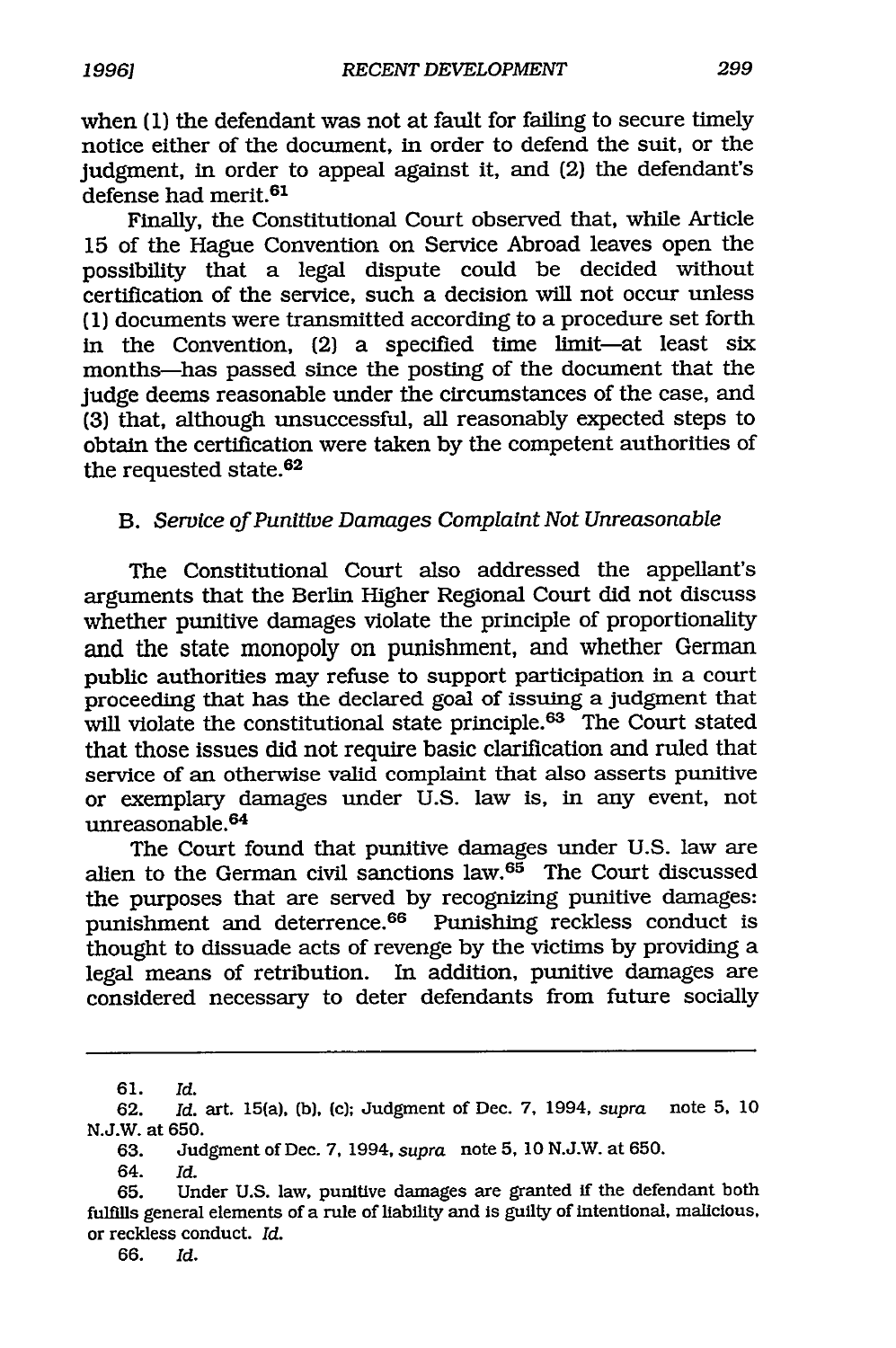when (1) the defendant was not at fault for failing to secure timely notice either of the document, in order to defend the suit, or the judgment, in order to appeal against it, and (2) the defendant's defense had merit.[61]

Finally, the Constitutional Court observed that, while Article 15 of the Hague Convention on Service Abroad leaves open the possibility that a legal dispute could be decided without certification of the service, such a decision will not occur unless (1) documents were transmitted according to a procedure set forth in the Convention, (2) a specified time limit—at least six months—has passed since the posting of the document that the judge deems reasonable under the circumstances of the case, and (3) that, although unsuccessful, all reasonably expected steps to obtain the certification were taken by the competent authorities of the requested state.[62]

### B. *Service of Punitive Damages Complaint Not Unreasonable*

The Constitutional Court also addressed the appellant's arguments that the Berlin Higher Regional Court did not discuss whether punitive damages violate the principle of proportionality and the state monopoly on punishment, and whether German public authorities may refuse to support participation in a court proceeding that has the declared goal of issuing a judgment that will violate the constitutional state principle.[63] The Court stated that those issues did not require basic clarification and ruled that service of an otherwise valid complaint that also asserts punitive or exemplary damages under U.S. law is, in any event, not unreasonable.[64]

The Court found that punitive damages under U.S. law are alien to the German civil sanctions law.[65] The Court discussed the purposes that are served by recognizing punitive damages: punishment and deterrence.[66] Punishing reckless conduct is thought to dissuade acts of revenge by the victims by providing a legal means of retribution. In addition, punitive damages are considered necessary to deter defendants from future socially

---

61. *Id.*

62. *Id.* art. 15(a), (b), (c); Judgment of Dec. 7, 1994, *supra* note 5, 10 N.J.W. at 650.

63. Judgment of Dec. 7, 1994, *supra* note 5, 10 N.J.W. at 650.

64. *Id.*

65. Under U.S. law, punitive damages are granted if the defendant both fulfills general elements of a rule of liability and is guilty of intentional, malicious, or reckless conduct. *Id.*

66. *Id.*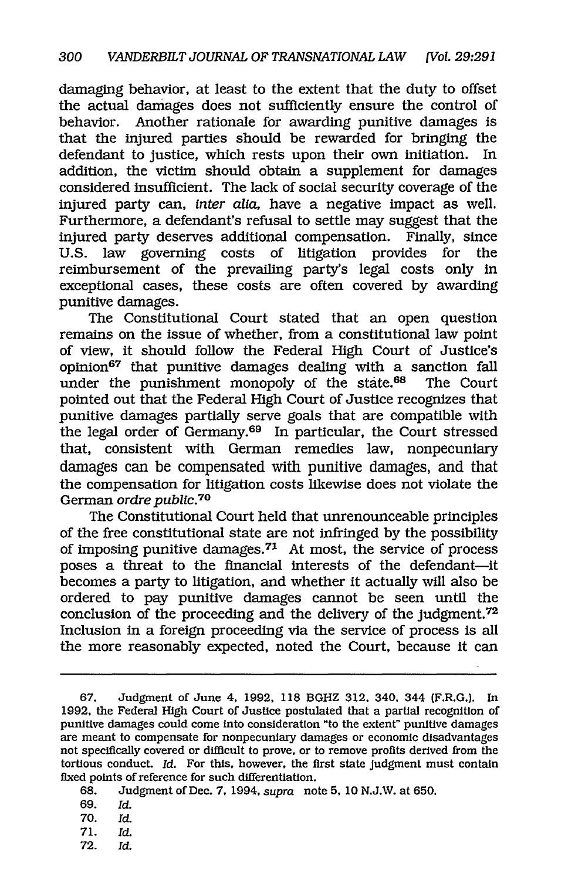damaging behavior, at least to the extent that the duty to offset the actual damages does not sufficiently ensure the control of behavior. Another rationale for awarding punitive damages is that the injured parties should be rewarded for bringing the defendant to justice, which rests upon their own initiation. In addition, the victim should obtain a supplement for damages considered insufficient. The lack of social security coverage of the injured party can, *inter alia*, have a negative impact as well. Furthermore, a defendant's refusal to settle may suggest that the injured party deserves additional compensation. Finally, since U.S. law governing costs of litigation provides for the reimbursement of the prevailing party's legal costs only in exceptional cases, these costs are often covered by awarding punitive damages.

The Constitutional Court stated that an open question remains on the issue of whether, from a constitutional law point of view, it should follow the Federal High Court of Justice's opinion[67] that punitive damages dealing with a sanction fall under the punishment monopoly of the state.[68] The Court pointed out that the Federal High Court of Justice recognizes that punitive damages partially serve goals that are compatible with the legal order of Germany.[69] In particular, the Court stressed that, consistent with German remedies law, nonpecuniary damages can be compensated with punitive damages, and that the compensation for litigation costs likewise does not violate the German *ordre public*.[70]

The Constitutional Court held that unrenounceable principles of the free constitutional state are not infringed by the possibility of imposing punitive damages.[71] At most, the service of process poses a threat to the financial interests of the defendant—it becomes a party to litigation, and whether it actually will also be ordered to pay punitive damages cannot be seen until the conclusion of the proceeding and the delivery of the judgment.[72] Inclusion in a foreign proceeding via the service of process is all the more reasonably expected, noted the Court, because it can

---

67. Judgment of June 4, 1992, 118 BGHZ 312, 340, 344 (F.R.G.). In 1992, the Federal High Court of Justice postulated that a partial recognition of punitive damages could come into consideration "to the extent" punitive damages are meant to compensate for nonpecuniary damages or economic disadvantages not specifically covered or difficult to prove, or to remove profits derived from the tortious conduct. *Id.* For this, however, the first state judgment must contain fixed points of reference for such differentiation.

68. Judgment of Dec. 7, 1994, *supra* note 5, 10 N.J.W. at 650.

69. *Id.*

70. *Id.*

71. *Id.*

72. *Id.*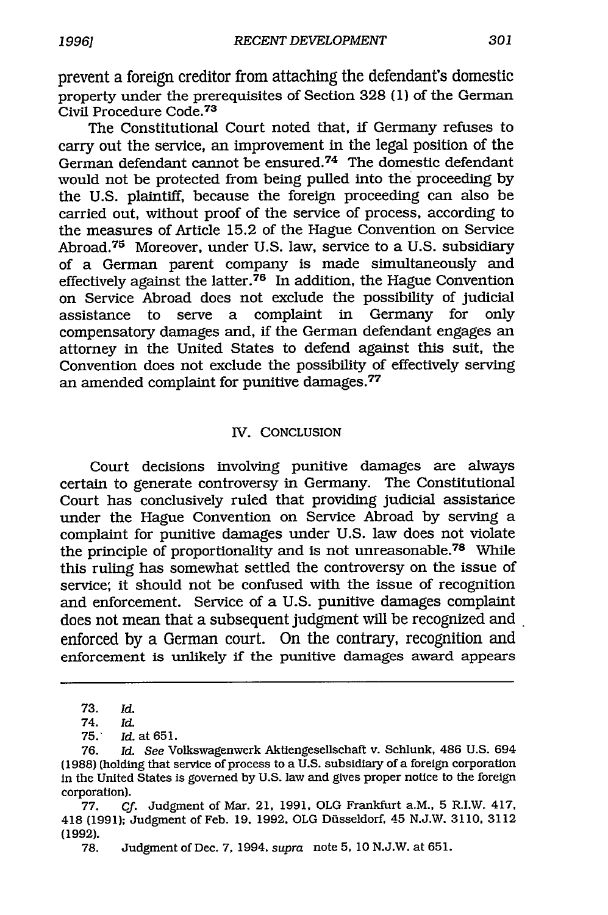prevent a foreign creditor from attaching the defendant's domestic property under the prerequisites of Section 328 (1) of the German Civil Procedure Code.[73]

The Constitutional Court noted that, if Germany refuses to carry out the service, an improvement in the legal position of the German defendant cannot be ensured.[74] The domestic defendant would not be protected from being pulled into the proceeding by the U.S. plaintiff, because the foreign proceeding can also be carried out, without proof of the service of process, according to the measures of Article 15.2 of the Hague Convention on Service Abroad.[75] Moreover, under U.S. law, service to a U.S. subsidiary of a German parent company is made simultaneously and effectively against the latter.[76] In addition, the Hague Convention on Service Abroad does not exclude the possibility of judicial assistance to serve a complaint in Germany for only compensatory damages and, if the German defendant engages an attorney in the United States to defend against this suit, the Convention does not exclude the possibility of effectively serving an amended complaint for punitive damages.[77]

## IV. CONCLUSION

Court decisions involving punitive damages are always certain to generate controversy in Germany. The Constitutional Court has conclusively ruled that providing judicial assistance under the Hague Convention on Service Abroad by serving a complaint for punitive damages under U.S. law does not violate the principle of proportionality and is not unreasonable.[78] While this ruling has somewhat settled the controversy on the issue of service; it should not be confused with the issue of recognition and enforcement. Service of a U.S. punitive damages complaint does not mean that a subsequent judgment will be recognized and enforced by a German court. On the contrary, recognition and enforcement is unlikely if the punitive damages award appears

---

73. *Id.*

74. *Id.*

75. *Id.* at 651.

76. *Id. See* Volkswagenwerk Aktiengesellschaft v. Schlunk, 486 U.S. 694 (1988) (holding that service of process to a U.S. subsidiary of a foreign corporation in the United States is governed by U.S. law and gives proper notice to the foreign corporation).

77. *Cf.* Judgment of Mar. 21, 1991, OLG Frankfurt a.M., 5 R.I.W. 417, 418 (1991); Judgment of Feb. 19, 1992, OLG Düsseldorf, 45 N.J.W. 3110, 3112 (1992).

78. Judgment of Dec. 7, 1994, *supra* note 5, 10 N.J.W. at 651.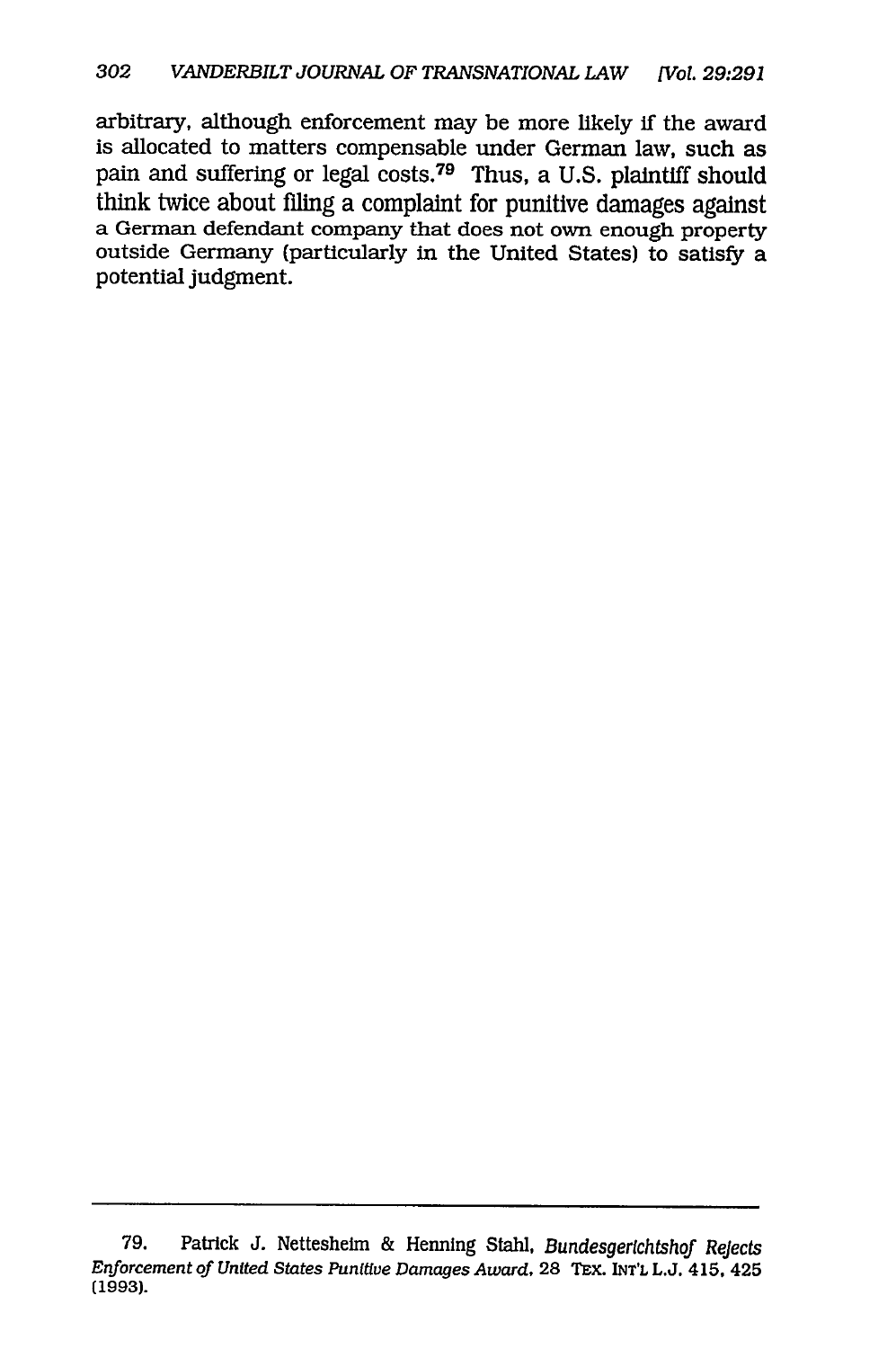arbitrary, although enforcement may be more likely if the award is allocated to matters compensable under German law, such as pain and suffering or legal costs.[79] Thus, a U.S. plaintiff should think twice about filing a complaint for punitive damages against a German defendant company that does not own enough property outside Germany (particularly in the United States) to satisfy a potential judgment.

---

79. Patrick J. Nettesheim & Henning Stahl, *Bundesgerichtshof Rejects Enforcement of United States Punitive Damages Award*, 28 TEX. INT'L L.J. 415, 425 (1993).